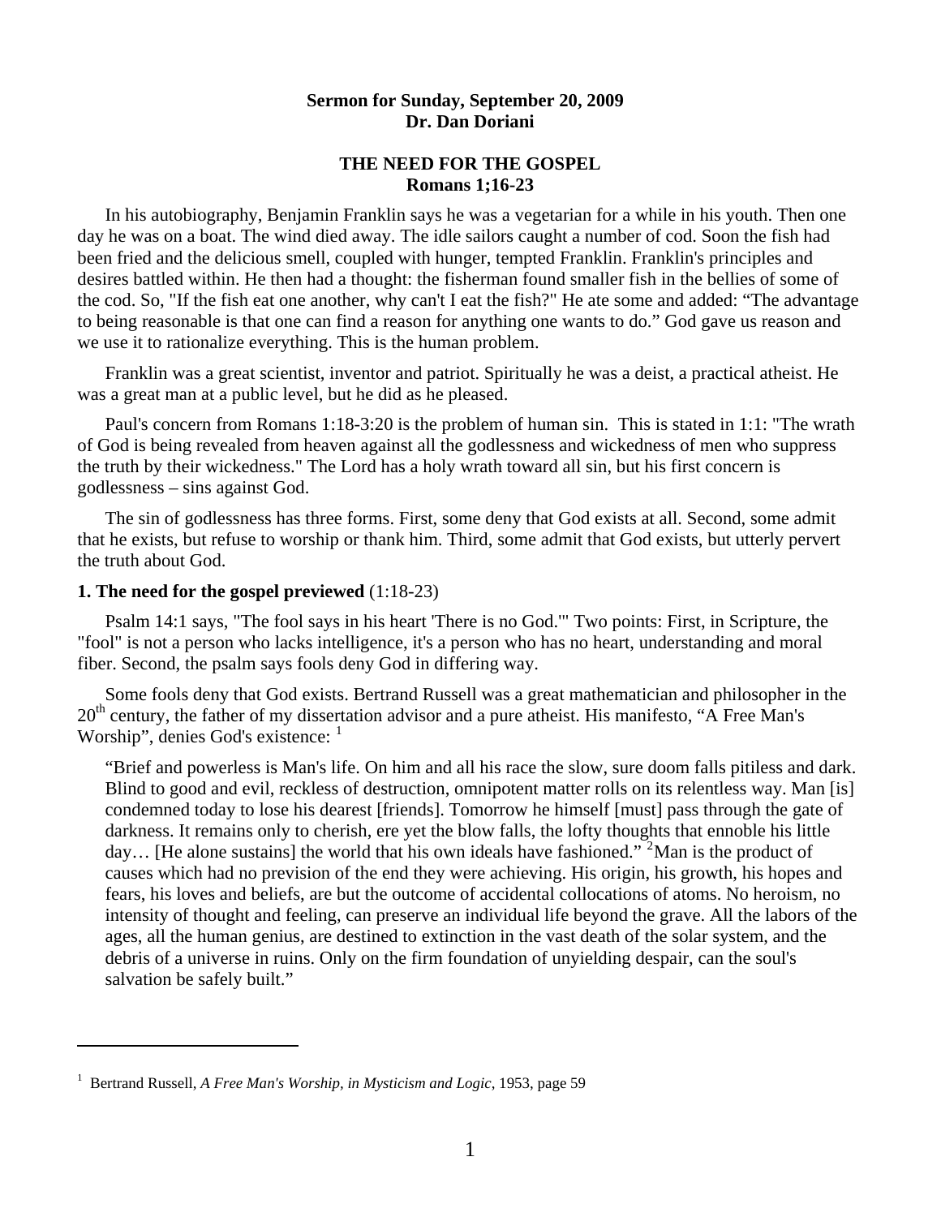**Sermon for Sunday, September 20, 2009**
**Dr. Dan Doriani**

# THE NEED FOR THE GOSPEL
## Romans 1;16-23

In his autobiography, Benjamin Franklin says he was a vegetarian for a while in his youth. Then one day he was on a boat. The wind died away. The idle sailors caught a number of cod. Soon the fish had been fried and the delicious smell, coupled with hunger, tempted Franklin. Franklin's principles and desires battled within. He then had a thought: the fisherman found smaller fish in the bellies of some of the cod. So, "If the fish eat one another, why can't I eat the fish?" He ate some and added: "The advantage to being reasonable is that one can find a reason for anything one wants to do." God gave us reason and we use it to rationalize everything. This is the human problem.

Franklin was a great scientist, inventor and patriot. Spiritually he was a deist, a practical atheist. He was a great man at a public level, but he did as he pleased.

Paul's concern from Romans 1:18-3:20 is the problem of human sin. This is stated in 1:1: "The wrath of God is being revealed from heaven against all the godlessness and wickedness of men who suppress the truth by their wickedness." The Lord has a holy wrath toward all sin, but his first concern is godlessness – sins against God.

The sin of godlessness has three forms. First, some deny that God exists at all. Second, some admit that he exists, but refuse to worship or thank him. Third, some admit that God exists, but utterly pervert the truth about God.

### 1. The need for the gospel previewed (1:18-23)

Psalm 14:1 says, "The fool says in his heart 'There is no God.'" Two points: First, in Scripture, the "fool" is not a person who lacks intelligence, it's a person who has no heart, understanding and moral fiber. Second, the psalm says fools deny God in differing way.

Some fools deny that God exists. Bertrand Russell was a great mathematician and philosopher in the 20th century, the father of my dissertation advisor and a pure atheist. His manifesto, "A Free Man's Worship", denies God's existence: [1]

> "Brief and powerless is Man's life. On him and all his race the slow, sure doom falls pitiless and dark. Blind to good and evil, reckless of destruction, omnipotent matter rolls on its relentless way. Man [is] condemned today to lose his dearest [friends]. Tomorrow he himself [must] pass through the gate of darkness. It remains only to cherish, ere yet the blow falls, the lofty thoughts that ennoble his little day… [He alone sustains] the world that his own ideals have fashioned." [2]Man is the product of causes which had no prevision of the end they were achieving. His origin, his growth, his hopes and fears, his loves and beliefs, are but the outcome of accidental collocations of atoms. No heroism, no intensity of thought and feeling, can preserve an individual life beyond the grave. All the labors of the ages, all the human genius, are destined to extinction in the vast death of the solar system, and the debris of a universe in ruins. Only on the firm foundation of unyielding despair, can the soul's salvation be safely built."

---

[1] Bertrand Russell, *A Free Man's Worship, in Mysticism and Logic*, 1953, page 59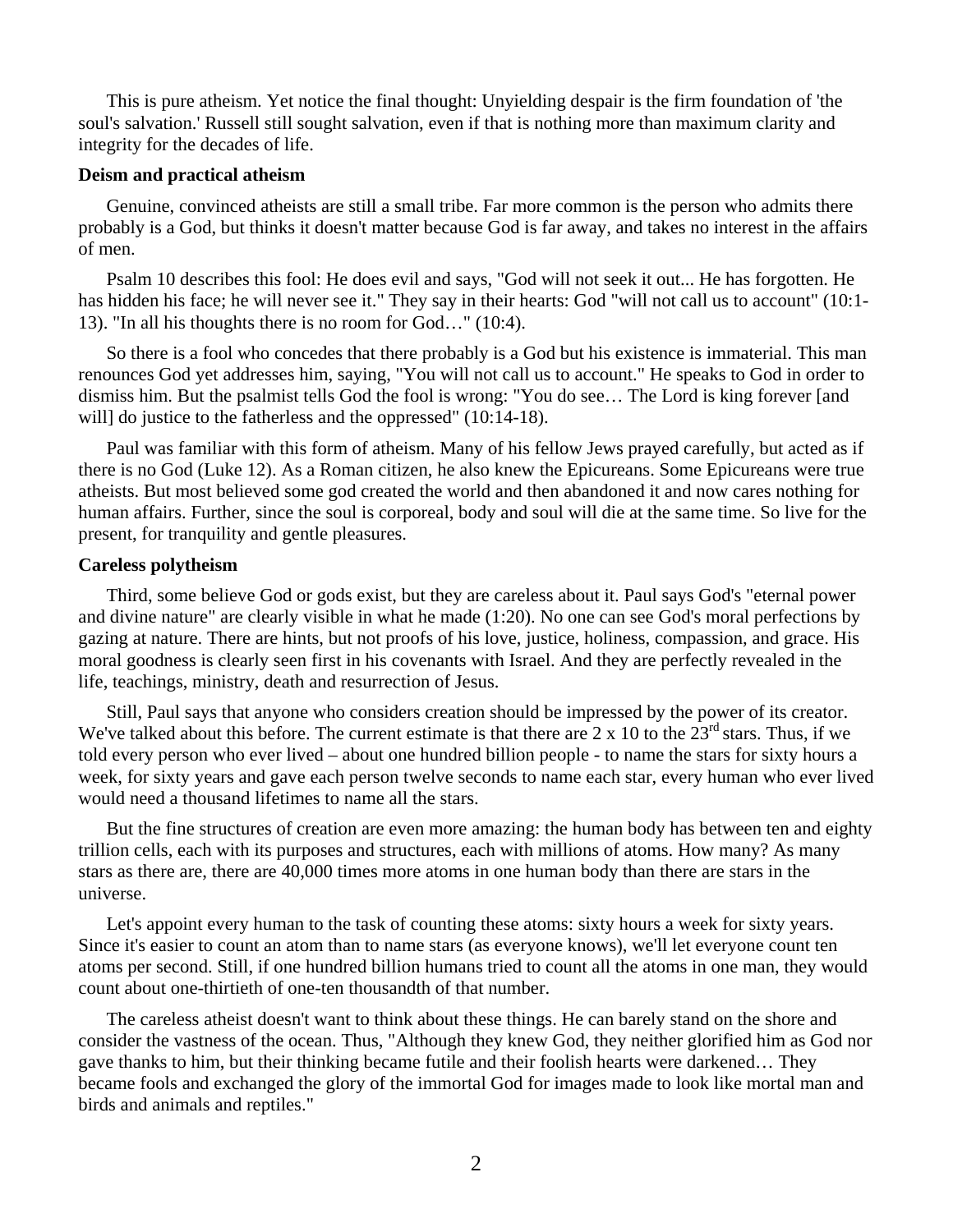This is pure atheism. Yet notice the final thought: Unyielding despair is the firm foundation of 'the soul's salvation.' Russell still sought salvation, even if that is nothing more than maximum clarity and integrity for the decades of life.

**Deism and practical atheism**

Genuine, convinced atheists are still a small tribe. Far more common is the person who admits there probably is a God, but thinks it doesn't matter because God is far away, and takes no interest in the affairs of men.

Psalm 10 describes this fool: He does evil and says, "God will not seek it out... He has forgotten. He has hidden his face; he will never see it." They say in their hearts: God "will not call us to account" (10:1-13). "In all his thoughts there is no room for God…" (10:4).

So there is a fool who concedes that there probably is a God but his existence is immaterial. This man renounces God yet addresses him, saying, "You will not call us to account." He speaks to God in order to dismiss him. But the psalmist tells God the fool is wrong: "You do see… The Lord is king forever [and will] do justice to the fatherless and the oppressed" (10:14-18).

Paul was familiar with this form of atheism. Many of his fellow Jews prayed carefully, but acted as if there is no God (Luke 12). As a Roman citizen, he also knew the Epicureans. Some Epicureans were true atheists. But most believed some god created the world and then abandoned it and now cares nothing for human affairs. Further, since the soul is corporeal, body and soul will die at the same time. So live for the present, for tranquility and gentle pleasures.

**Careless polytheism**

Third, some believe God or gods exist, but they are careless about it. Paul says God's "eternal power and divine nature" are clearly visible in what he made (1:20). No one can see God's moral perfections by gazing at nature. There are hints, but not proofs of his love, justice, holiness, compassion, and grace. His moral goodness is clearly seen first in his covenants with Israel. And they are perfectly revealed in the life, teachings, ministry, death and resurrection of Jesus.

Still, Paul says that anyone who considers creation should be impressed by the power of its creator. We've talked about this before. The current estimate is that there are 2 x 10 to the 23rd stars. Thus, if we told every person who ever lived – about one hundred billion people - to name the stars for sixty hours a week, for sixty years and gave each person twelve seconds to name each star, every human who ever lived would need a thousand lifetimes to name all the stars.

But the fine structures of creation are even more amazing: the human body has between ten and eighty trillion cells, each with its purposes and structures, each with millions of atoms. How many? As many stars as there are, there are 40,000 times more atoms in one human body than there are stars in the universe.

Let's appoint every human to the task of counting these atoms: sixty hours a week for sixty years. Since it's easier to count an atom than to name stars (as everyone knows), we'll let everyone count ten atoms per second. Still, if one hundred billion humans tried to count all the atoms in one man, they would count about one-thirtieth of one-ten thousandth of that number.

The careless atheist doesn't want to think about these things. He can barely stand on the shore and consider the vastness of the ocean. Thus, "Although they knew God, they neither glorified him as God nor gave thanks to him, but their thinking became futile and their foolish hearts were darkened… They became fools and exchanged the glory of the immortal God for images made to look like mortal man and birds and animals and reptiles."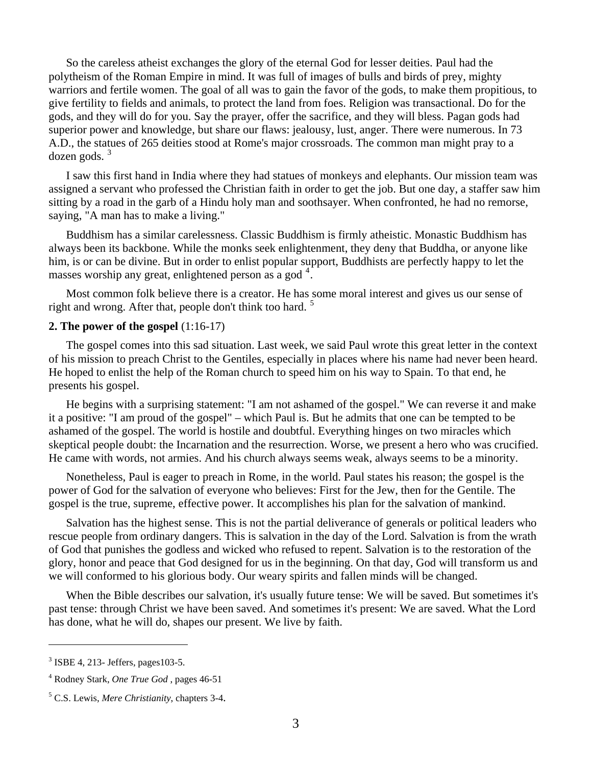So the careless atheist exchanges the glory of the eternal God for lesser deities. Paul had the polytheism of the Roman Empire in mind. It was full of images of bulls and birds of prey, mighty warriors and fertile women. The goal of all was to gain the favor of the gods, to make them propitious, to give fertility to fields and animals, to protect the land from foes. Religion was transactional. Do for the gods, and they will do for you. Say the prayer, offer the sacrifice, and they will bless. Pagan gods had superior power and knowledge, but share our flaws: jealousy, lust, anger. There were numerous. In 73 A.D., the statues of 265 deities stood at Rome's major crossroads. The common man might pray to a dozen gods. [3]

I saw this first hand in India where they had statues of monkeys and elephants. Our mission team was assigned a servant who professed the Christian faith in order to get the job. But one day, a staffer saw him sitting by a road in the garb of a Hindu holy man and soothsayer. When confronted, he had no remorse, saying, "A man has to make a living."

Buddhism has a similar carelessness. Classic Buddhism is firmly atheistic. Monastic Buddhism has always been its backbone. While the monks seek enlightenment, they deny that Buddha, or anyone like him, is or can be divine. But in order to enlist popular support, Buddhists are perfectly happy to let the masses worship any great, enlightened person as a god [4].

Most common folk believe there is a creator. He has some moral interest and gives us our sense of right and wrong. After that, people don't think too hard. [5]

**2. The power of the gospel** (1:16-17)

The gospel comes into this sad situation. Last week, we said Paul wrote this great letter in the context of his mission to preach Christ to the Gentiles, especially in places where his name had never been heard. He hoped to enlist the help of the Roman church to speed him on his way to Spain. To that end, he presents his gospel.

He begins with a surprising statement: "I am not ashamed of the gospel." We can reverse it and make it a positive: "I am proud of the gospel" – which Paul is. But he admits that one can be tempted to be ashamed of the gospel. The world is hostile and doubtful. Everything hinges on two miracles which skeptical people doubt: the Incarnation and the resurrection. Worse, we present a hero who was crucified. He came with words, not armies. And his church always seems weak, always seems to be a minority.

Nonetheless, Paul is eager to preach in Rome, in the world. Paul states his reason; the gospel is the power of God for the salvation of everyone who believes: First for the Jew, then for the Gentile. The gospel is the true, supreme, effective power. It accomplishes his plan for the salvation of mankind.

Salvation has the highest sense. This is not the partial deliverance of generals or political leaders who rescue people from ordinary dangers. This is salvation in the day of the Lord. Salvation is from the wrath of God that punishes the godless and wicked who refused to repent. Salvation is to the restoration of the glory, honor and peace that God designed for us in the beginning. On that day, God will transform us and we will conformed to his glorious body. Our weary spirits and fallen minds will be changed.

When the Bible describes our salvation, it's usually future tense: We will be saved. But sometimes it's past tense: through Christ we have been saved. And sometimes it's present: We are saved. What the Lord has done, what he will do, shapes our present. We live by faith.

---

[3] ISBE 4, 213- Jeffers, pages103-5.

[4] Rodney Stark, *One True God* , pages 46-51

[5] C.S. Lewis, *Mere Christianity*, chapters 3-4.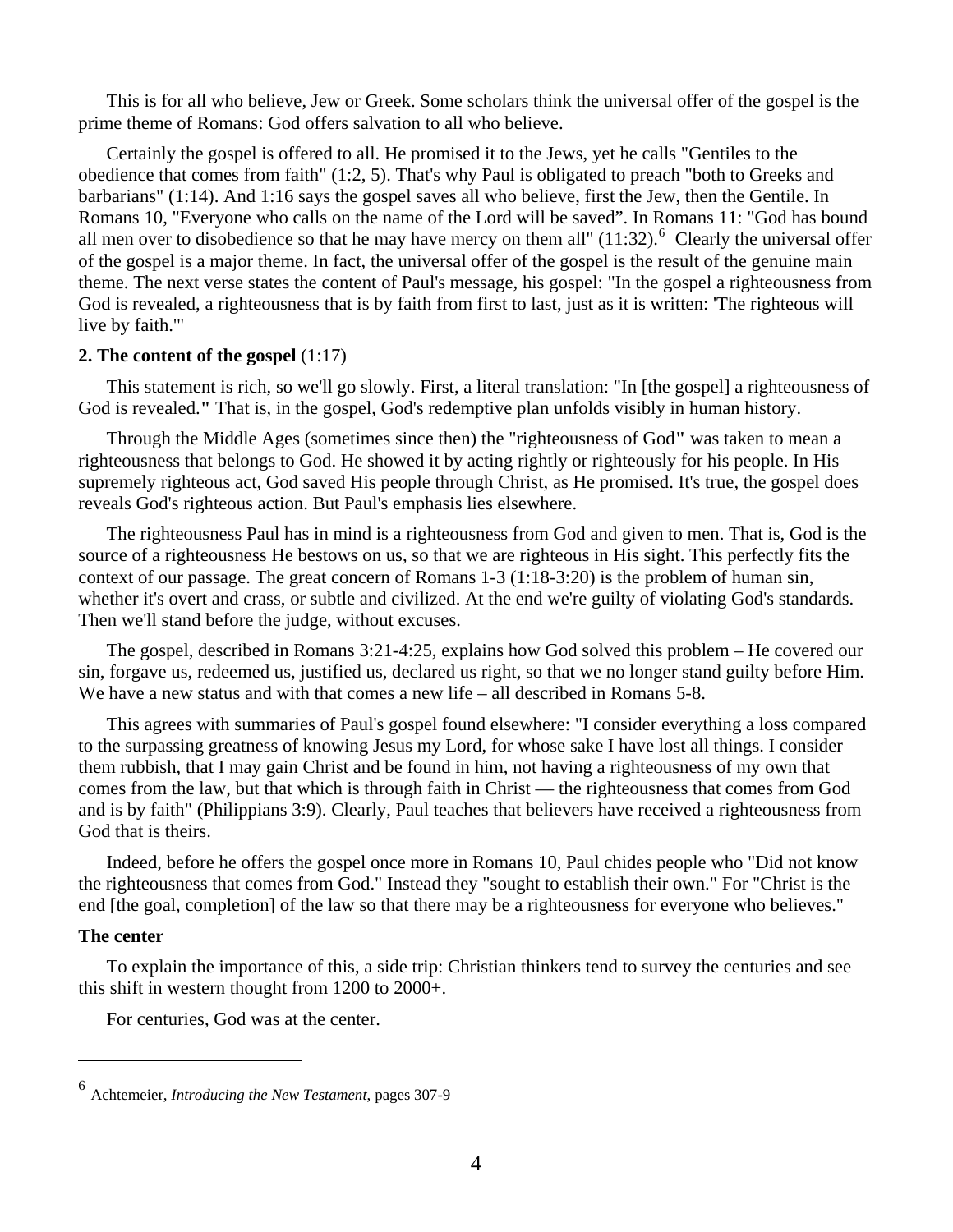This is for all who believe, Jew or Greek. Some scholars think the universal offer of the gospel is the prime theme of Romans: God offers salvation to all who believe.

Certainly the gospel is offered to all. He promised it to the Jews, yet he calls "Gentiles to the obedience that comes from faith" (1:2, 5). That's why Paul is obligated to preach "both to Greeks and barbarians" (1:14). And 1:16 says the gospel saves all who believe, first the Jew, then the Gentile. In Romans 10, "Everyone who calls on the name of the Lord will be saved". In Romans 11: "God has bound all men over to disobedience so that he may have mercy on them all" (11:32).[6] Clearly the universal offer of the gospel is a major theme. In fact, the universal offer of the gospel is the result of the genuine main theme. The next verse states the content of Paul's message, his gospel: "In the gospel a righteousness from God is revealed, a righteousness that is by faith from first to last, just as it is written: 'The righteous will live by faith.'"

**2. The content of the gospel** (1:17)

This statement is rich, so we'll go slowly. First, a literal translation: "In [the gospel] a righteousness of God is revealed." That is, in the gospel, God's redemptive plan unfolds visibly in human history.

Through the Middle Ages (sometimes since then) the "righteousness of God" was taken to mean a righteousness that belongs to God. He showed it by acting rightly or righteously for his people. In His supremely righteous act, God saved His people through Christ, as He promised. It's true, the gospel does reveals God's righteous action. But Paul's emphasis lies elsewhere.

The righteousness Paul has in mind is a righteousness from God and given to men. That is, God is the source of a righteousness He bestows on us, so that we are righteous in His sight. This perfectly fits the context of our passage. The great concern of Romans 1-3 (1:18-3:20) is the problem of human sin, whether it's overt and crass, or subtle and civilized. At the end we're guilty of violating God's standards. Then we'll stand before the judge, without excuses.

The gospel, described in Romans 3:21-4:25, explains how God solved this problem – He covered our sin, forgave us, redeemed us, justified us, declared us right, so that we no longer stand guilty before Him. We have a new status and with that comes a new life – all described in Romans 5-8.

This agrees with summaries of Paul's gospel found elsewhere: "I consider everything a loss compared to the surpassing greatness of knowing Jesus my Lord, for whose sake I have lost all things. I consider them rubbish, that I may gain Christ and be found in him, not having a righteousness of my own that comes from the law, but that which is through faith in Christ — the righteousness that comes from God and is by faith" (Philippians 3:9). Clearly, Paul teaches that believers have received a righteousness from God that is theirs.

Indeed, before he offers the gospel once more in Romans 10, Paul chides people who "Did not know the righteousness that comes from God." Instead they "sought to establish their own." For "Christ is the end [the goal, completion] of the law so that there may be a righteousness for everyone who believes."

**The center**

To explain the importance of this, a side trip: Christian thinkers tend to survey the centuries and see this shift in western thought from 1200 to 2000+.

For centuries, God was at the center.

---

[6] Achtemeier, *Introducing the New Testament*, pages 307-9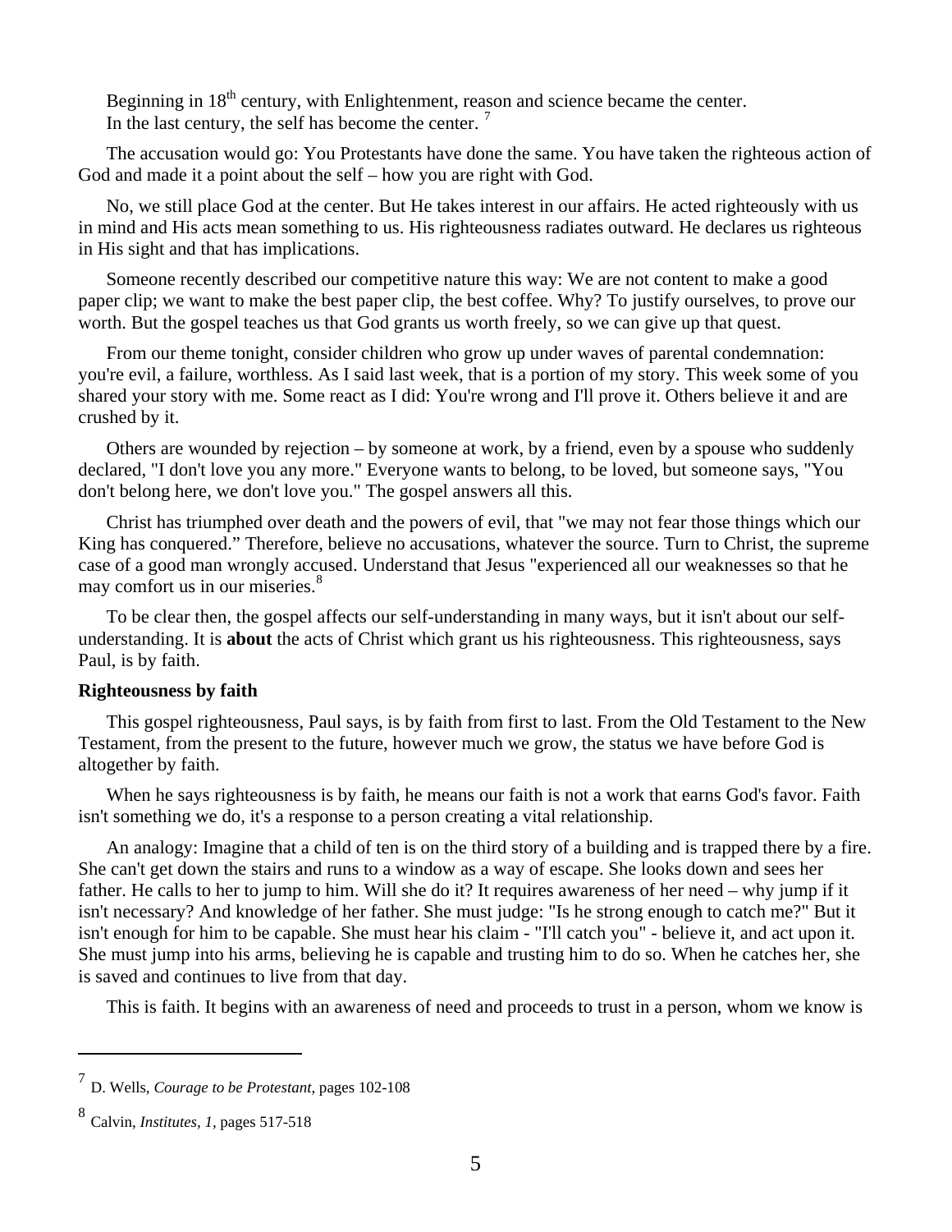Beginning in 18th century, with Enlightenment, reason and science became the center.
In the last century, the self has become the center. [7]

The accusation would go: You Protestants have done the same. You have taken the righteous action of God and made it a point about the self – how you are right with God.

No, we still place God at the center. But He takes interest in our affairs. He acted righteously with us in mind and His acts mean something to us. His righteousness radiates outward. He declares us righteous in His sight and that has implications.

Someone recently described our competitive nature this way: We are not content to make a good paper clip; we want to make the best paper clip, the best coffee. Why? To justify ourselves, to prove our worth. But the gospel teaches us that God grants us worth freely, so we can give up that quest.

From our theme tonight, consider children who grow up under waves of parental condemnation: you're evil, a failure, worthless. As I said last week, that is a portion of my story. This week some of you shared your story with me. Some react as I did: You're wrong and I'll prove it. Others believe it and are crushed by it.

Others are wounded by rejection – by someone at work, by a friend, even by a spouse who suddenly declared, "I don't love you any more." Everyone wants to belong, to be loved, but someone says, "You don't belong here, we don't love you." The gospel answers all this.

Christ has triumphed over death and the powers of evil, that "we may not fear those things which our King has conquered." Therefore, believe no accusations, whatever the source. Turn to Christ, the supreme case of a good man wrongly accused. Understand that Jesus "experienced all our weaknesses so that he may comfort us in our miseries.[8]

To be clear then, the gospel affects our self-understanding in many ways, but it isn't about our self-understanding. It is **about** the acts of Christ which grant us his righteousness. This righteousness, says Paul, is by faith.

**Righteousness by faith**

This gospel righteousness, Paul says, is by faith from first to last. From the Old Testament to the New Testament, from the present to the future, however much we grow, the status we have before God is altogether by faith.

When he says righteousness is by faith, he means our faith is not a work that earns God's favor. Faith isn't something we do, it's a response to a person creating a vital relationship.

An analogy: Imagine that a child of ten is on the third story of a building and is trapped there by a fire. She can't get down the stairs and runs to a window as a way of escape. She looks down and sees her father. He calls to her to jump to him. Will she do it? It requires awareness of her need – why jump if it isn't necessary? And knowledge of her father. She must judge: "Is he strong enough to catch me?" But it isn't enough for him to be capable. She must hear his claim - "I'll catch you" - believe it, and act upon it. She must jump into his arms, believing he is capable and trusting him to do so. When he catches her, she is saved and continues to live from that day.

This is faith. It begins with an awareness of need and proceeds to trust in a person, whom we know is

---

[7] D. Wells, *Courage to be Protestant*, pages 102-108

[8] Calvin, *Institutes, 1,* pages 517-518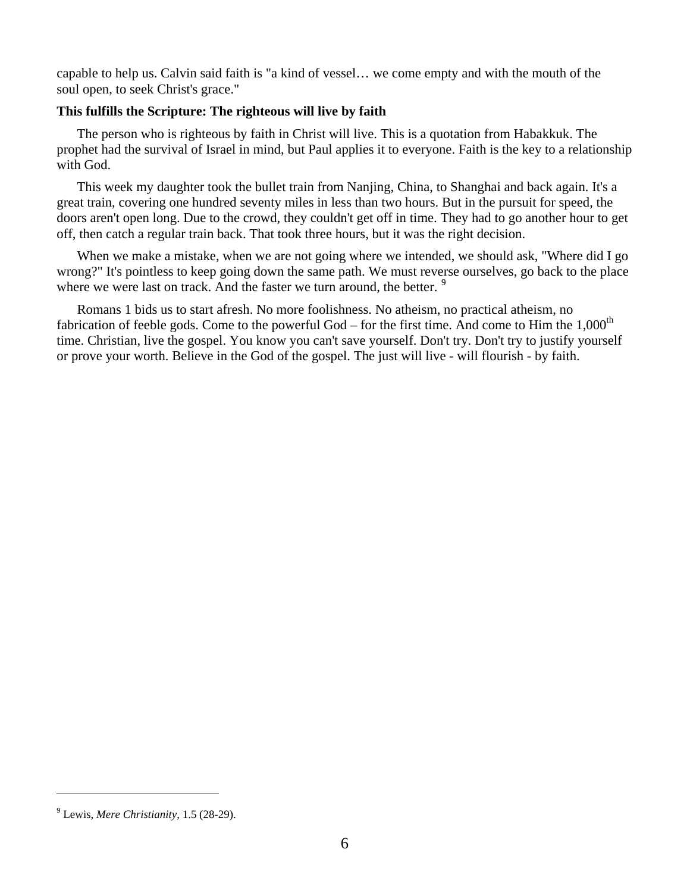capable to help us. Calvin said faith is "a kind of vessel… we come empty and with the mouth of the soul open, to seek Christ's grace."

**This fulfills the Scripture: The righteous will live by faith**

The person who is righteous by faith in Christ will live. This is a quotation from Habakkuk. The prophet had the survival of Israel in mind, but Paul applies it to everyone. Faith is the key to a relationship with God.

This week my daughter took the bullet train from Nanjing, China, to Shanghai and back again. It's a great train, covering one hundred seventy miles in less than two hours. But in the pursuit for speed, the doors aren't open long. Due to the crowd, they couldn't get off in time. They had to go another hour to get off, then catch a regular train back. That took three hours, but it was the right decision.

When we make a mistake, when we are not going where we intended, we should ask, "Where did I go wrong?" It's pointless to keep going down the same path. We must reverse ourselves, go back to the place where we were last on track. And the faster we turn around, the better. [9]

Romans 1 bids us to start afresh. No more foolishness. No atheism, no practical atheism, no fabrication of feeble gods. Come to the powerful God – for the first time. And come to Him the 1,000th time. Christian, live the gospel. You know you can't save yourself. Don't try. Don't try to justify yourself or prove your worth. Believe in the God of the gospel. The just will live - will flourish - by faith.

---

[9] Lewis, *Mere Christianity*, 1.5 (28-29).